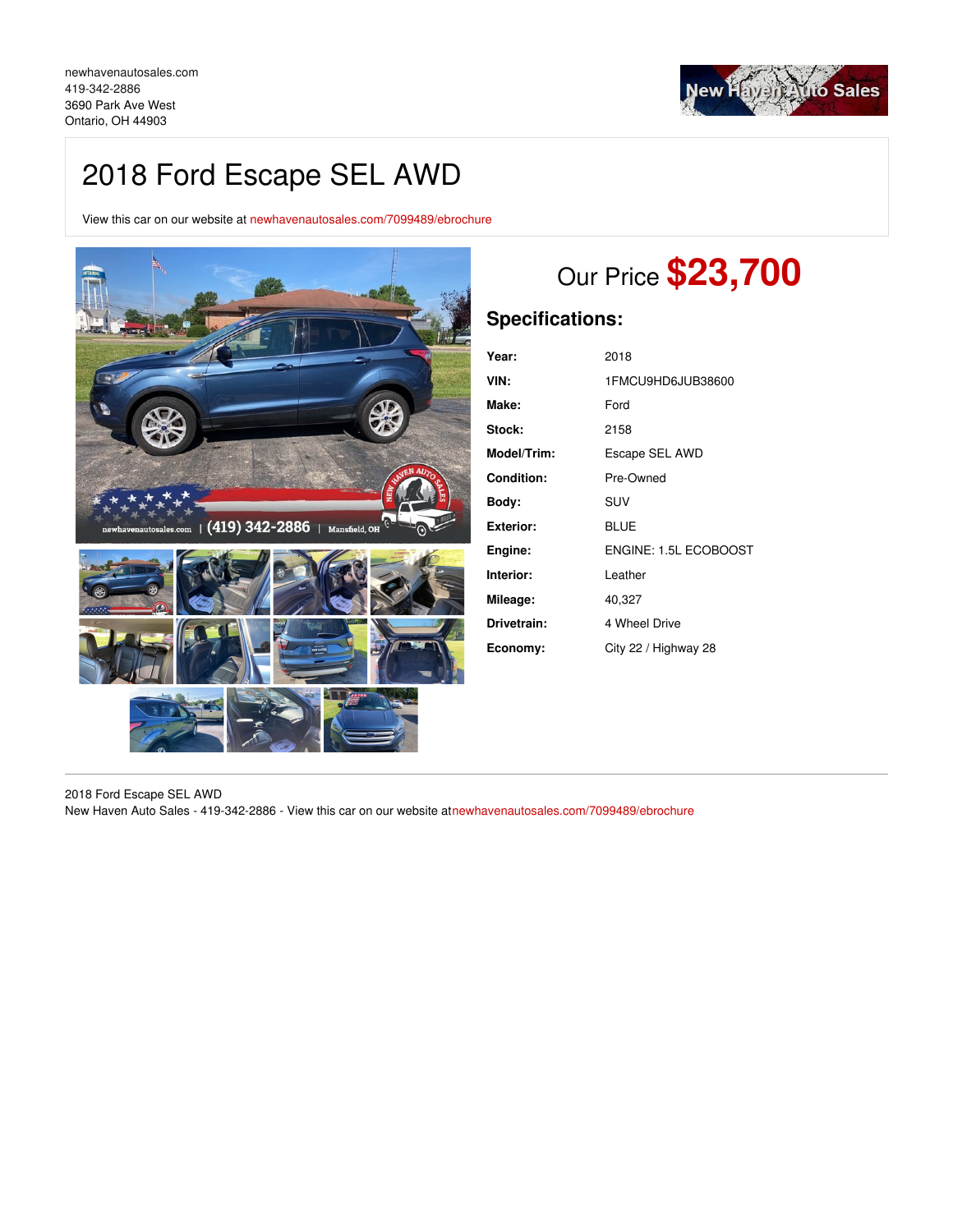newhavenautosales.com
419-342-2886
3690 Park Ave West
Ontario, OH 44903

# 2018 Ford Escape SEL AWD

View this car on our website at newhavenautosales.com/7099489/ebrochure

## Our Price **$23,700**

## Specifications:

| | |
|---|---|
| **Year:** | 2018 |
| **VIN:** | 1FMCU9HD6JUB38600 |
| **Make:** | Ford |
| **Stock:** | 2158 |
| **Model/Trim:** | Escape SEL AWD |
| **Condition:** | Pre-Owned |
| **Body:** | SUV |
| **Exterior:** | BLUE |
| **Engine:** | ENGINE: 1.5L ECOBOOST |
| **Interior:** | Leather |
| **Mileage:** | 40,327 |
| **Drivetrain:** | 4 Wheel Drive |
| **Economy:** | City 22 / Highway 28 |

2018 Ford Escape SEL AWD
New Haven Auto Sales - 419-342-2886 - View this car on our website atnewhavenautosales.com/7099489/ebrochure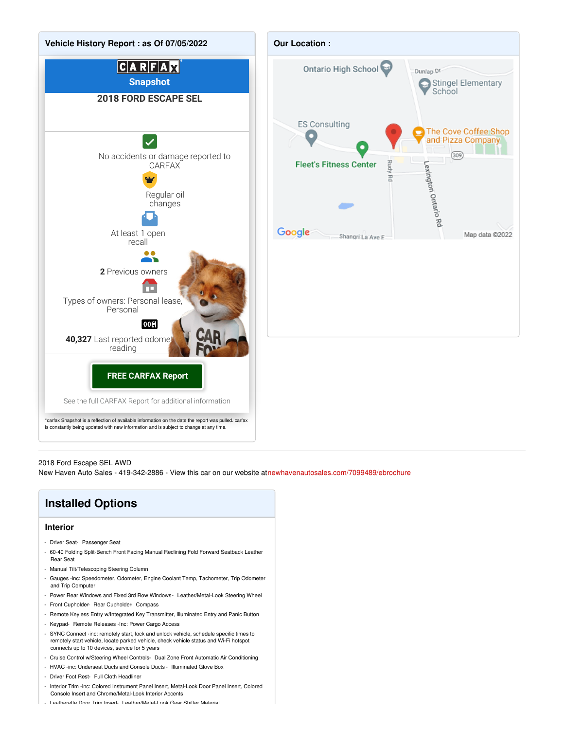## Vehicle History Report : as Of 07/05/2022

**CARFAX Snapshot**

**2018 FORD ESCAPE SEL**

No accidents or damage reported to CARFAX

Regular oil changes

At least 1 open recall

**2** Previous owners

Types of owners: Personal lease, Personal

**40,327** Last reported odometer reading

**FREE CARFAX Report**

See the full CARFAX Report for additional information

*carfax Snapshot is a reflection of available information on the date the report was pulled. carfax is constantly being updated with new information and is subject to change at any time.

## Our Location :

---

2018 Ford Escape SEL AWD
New Haven Auto Sales - 419-342-2886 - View this car on our website atnewhavenautosales.com/7099489/ebrochure

# Installed Options

### Interior

- Driver Seat- Passenger Seat
- 60-40 Folding Split-Bench Front Facing Manual Reclining Fold Forward Seatback Leather Rear Seat
- Manual Tilt/Telescoping Steering Column
- Gauges -inc: Speedometer, Odometer, Engine Coolant Temp, Tachometer, Trip Odometer and Trip Computer
- Power Rear Windows and Fixed 3rd Row Windows- Leather/Metal-Look Steering Wheel
- Front Cupholder- Rear Cupholder- Compass
- Remote Keyless Entry w/Integrated Key Transmitter, Illuminated Entry and Panic Button
- Keypad- Remote Releases -Inc: Power Cargo Access
- SYNC Connect -inc: remotely start, lock and unlock vehicle, schedule specific times to remotely start vehicle, locate parked vehicle, check vehicle status and Wi-Fi hotspot connects up to 10 devices, service for 5 years
- Cruise Control w/Steering Wheel Controls- Dual Zone Front Automatic Air Conditioning
- HVAC -inc: Underseat Ducts and Console Ducts - Illuminated Glove Box
- Driver Foot Rest- Full Cloth Headliner
- Interior Trim -inc: Colored Instrument Panel Insert, Metal-Look Door Panel Insert, Colored Console Insert and Chrome/Metal-Look Interior Accents
- Leatherette Door Trim Insert- Leather/Metal-Look Gear Shifter Material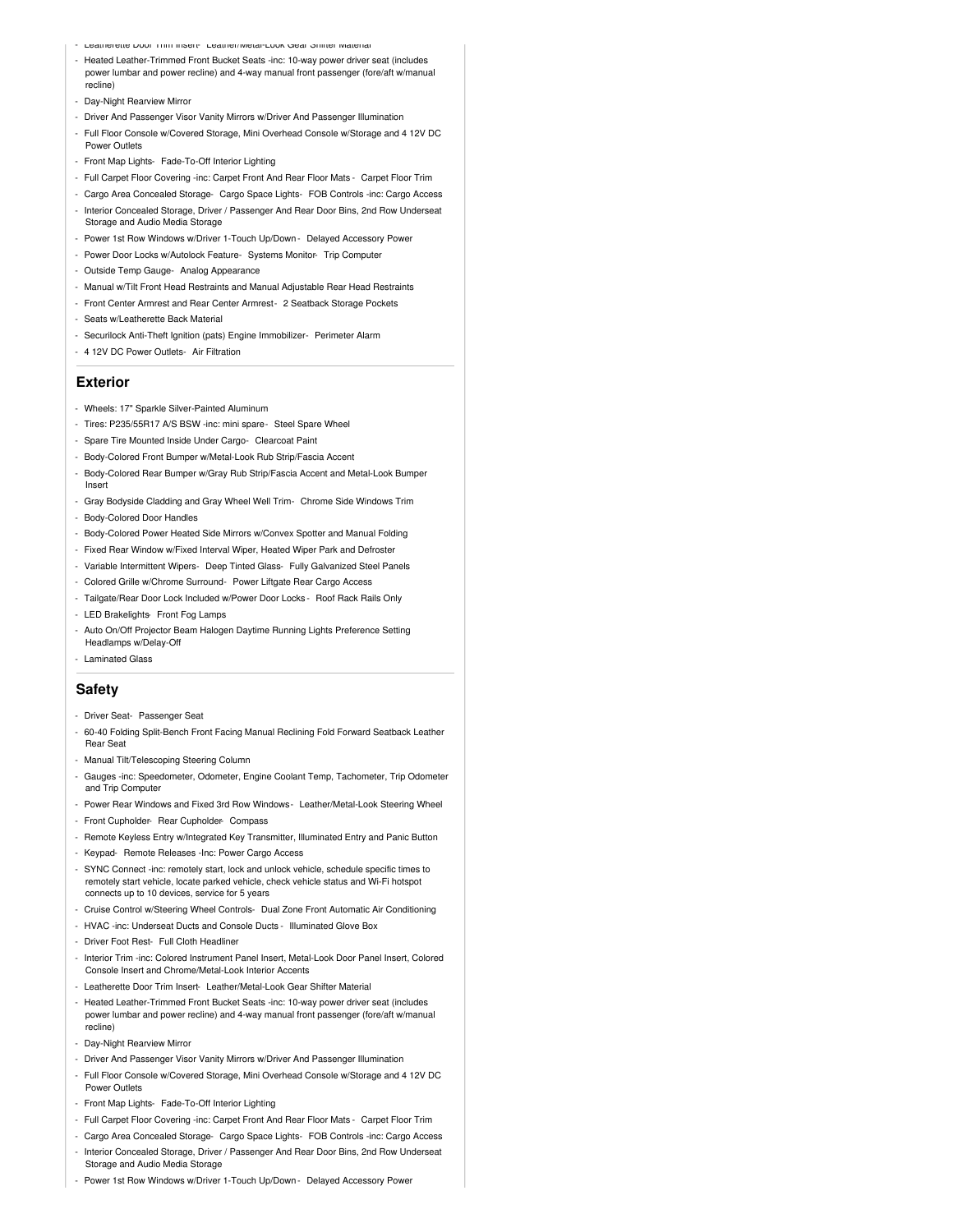- Leatherette Door Trim Insert- Leather/Metal-Look Gear Shifter Material
- Heated Leather-Trimmed Front Bucket Seats -inc: 10-way power driver seat (includes power lumbar and power recline) and 4-way manual front passenger (fore/aft w/manual recline)
- Day-Night Rearview Mirror
- Driver And Passenger Visor Vanity Mirrors w/Driver And Passenger Illumination
- Full Floor Console w/Covered Storage, Mini Overhead Console w/Storage and 4 12V DC Power Outlets
- Front Map Lights- Fade-To-Off Interior Lighting
- Full Carpet Floor Covering -inc: Carpet Front And Rear Floor Mats - Carpet Floor Trim
- Cargo Area Concealed Storage- Cargo Space Lights- FOB Controls -inc: Cargo Access
- Interior Concealed Storage, Driver / Passenger And Rear Door Bins, 2nd Row Underseat Storage and Audio Media Storage
- Power 1st Row Windows w/Driver 1-Touch Up/Down - Delayed Accessory Power
- Power Door Locks w/Autolock Feature- Systems Monitor- Trip Computer
- Outside Temp Gauge- Analog Appearance
- Manual w/Tilt Front Head Restraints and Manual Adjustable Rear Head Restraints
- Front Center Armrest and Rear Center Armrest - 2 Seatback Storage Pockets
- Seats w/Leatherette Back Material
- Securilock Anti-Theft Ignition (pats) Engine Immobilizer- Perimeter Alarm
- 4 12V DC Power Outlets- Air Filtration

## Exterior

- Wheels: 17" Sparkle Silver-Painted Aluminum
- Tires: P235/55R17 A/S BSW -inc: mini spare - Steel Spare Wheel
- Spare Tire Mounted Inside Under Cargo- Clearcoat Paint
- Body-Colored Front Bumper w/Metal-Look Rub Strip/Fascia Accent
- Body-Colored Rear Bumper w/Gray Rub Strip/Fascia Accent and Metal-Look Bumper Insert
- Gray Bodyside Cladding and Gray Wheel Well Trim- Chrome Side Windows Trim
- Body-Colored Door Handles
- Body-Colored Power Heated Side Mirrors w/Convex Spotter and Manual Folding
- Fixed Rear Window w/Fixed Interval Wiper, Heated Wiper Park and Defroster
- Variable Intermittent Wipers- Deep Tinted Glass- Fully Galvanized Steel Panels
- Colored Grille w/Chrome Surround- Power Liftgate Rear Cargo Access
- Tailgate/Rear Door Lock Included w/Power Door Locks - Roof Rack Rails Only
- LED Brakelights- Front Fog Lamps
- Auto On/Off Projector Beam Halogen Daytime Running Lights Preference Setting Headlamps w/Delay-Off
- Laminated Glass

## Safety

- Driver Seat- Passenger Seat
- 60-40 Folding Split-Bench Front Facing Manual Reclining Fold Forward Seatback Leather Rear Seat
- Manual Tilt/Telescoping Steering Column
- Gauges -inc: Speedometer, Odometer, Engine Coolant Temp, Tachometer, Trip Odometer and Trip Computer
- Power Rear Windows and Fixed 3rd Row Windows - Leather/Metal-Look Steering Wheel
- Front Cupholder- Rear Cupholder- Compass
- Remote Keyless Entry w/Integrated Key Transmitter, Illuminated Entry and Panic Button
- Keypad- Remote Releases -Inc: Power Cargo Access
- SYNC Connect -inc: remotely start, lock and unlock vehicle, schedule specific times to remotely start vehicle, locate parked vehicle, check vehicle status and Wi-Fi hotspot connects up to 10 devices, service for 5 years
- Cruise Control w/Steering Wheel Controls- Dual Zone Front Automatic Air Conditioning
- HVAC -inc: Underseat Ducts and Console Ducts - Illuminated Glove Box
- Driver Foot Rest- Full Cloth Headliner
- Interior Trim -inc: Colored Instrument Panel Insert, Metal-Look Door Panel Insert, Colored Console Insert and Chrome/Metal-Look Interior Accents
- Leatherette Door Trim Insert- Leather/Metal-Look Gear Shifter Material
- Heated Leather-Trimmed Front Bucket Seats -inc: 10-way power driver seat (includes power lumbar and power recline) and 4-way manual front passenger (fore/aft w/manual recline)
- Day-Night Rearview Mirror
- Driver And Passenger Visor Vanity Mirrors w/Driver And Passenger Illumination
- Full Floor Console w/Covered Storage, Mini Overhead Console w/Storage and 4 12V DC Power Outlets
- Front Map Lights- Fade-To-Off Interior Lighting
- Full Carpet Floor Covering -inc: Carpet Front And Rear Floor Mats - Carpet Floor Trim
- Cargo Area Concealed Storage- Cargo Space Lights- FOB Controls -inc: Cargo Access
- Interior Concealed Storage, Driver / Passenger And Rear Door Bins, 2nd Row Underseat Storage and Audio Media Storage
- Power 1st Row Windows w/Driver 1-Touch Up/Down - Delayed Accessory Power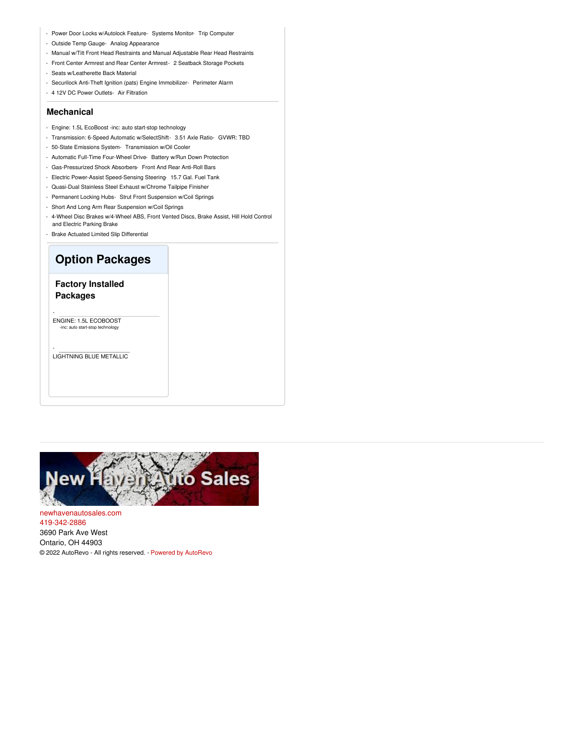- Power Door Locks w/Autolock Feature- Systems Monitor- Trip Computer
- Outside Temp Gauge- Analog Appearance
- Manual w/Tilt Front Head Restraints and Manual Adjustable Rear Head Restraints
- Front Center Armrest and Rear Center Armrest- 2 Seatback Storage Pockets
- Seats w/Leatherette Back Material
- Securilock Anti-Theft Ignition (pats) Engine Immobilizer- Perimeter Alarm
- 4 12V DC Power Outlets- Air Filtration

### Mechanical

- Engine: 1.5L EcoBoost -inc: auto start-stop technology
- Transmission: 6-Speed Automatic w/SelectShift- 3.51 Axle Ratio- GVWR: TBD
- 50-State Emissions System- Transmission w/Oil Cooler
- Automatic Full-Time Four-Wheel Drive- Battery w/Run Down Protection
- Gas-Pressurized Shock Absorbers- Front And Rear Anti-Roll Bars
- Electric Power-Assist Speed-Sensing Steering- 15.7 Gal. Fuel Tank
- Quasi-Dual Stainless Steel Exhaust w/Chrome Tailpipe Finisher
- Permanent Locking Hubs- Strut Front Suspension w/Coil Springs
- Short And Long Arm Rear Suspension w/Coil Springs
- 4-Wheel Disc Brakes w/4-Wheel ABS, Front Vented Discs, Brake Assist, Hill Hold Control and Electric Parking Brake
- Brake Actuated Limited Slip Differential

## Option Packages

### Factory Installed Packages

-

ENGINE: 1.5L ECOBOOST
-inc: auto start-stop technology

-

LIGHTNING BLUE METALLIC

New Haven Auto Sales

newhavenautosales.com
419-342-2886
3690 Park Ave West
Ontario, OH 44903
© 2022 AutoRevo - All rights reserved. - Powered by AutoRevo